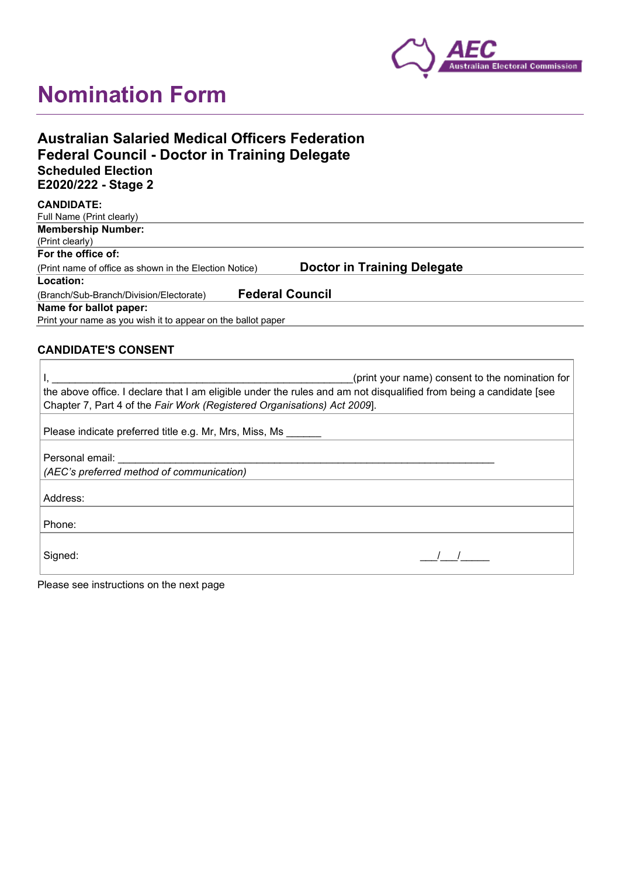# Nomination Form

## Australian Salaried Medical Officers Federation
## Federal Council - Doctor in Training Delegate
### Scheduled Election
### E2020/222 - Stage 2

**CANDIDATE:**
Full Name (Print clearly)

**Membership Number:**
(Print clearly)

**For the office of:**
(Print name of office as shown in the Election Notice) **Doctor in Training Delegate**

**Location:**
(Branch/Sub-Branch/Division/Electorate) **Federal Council**

**Name for ballot paper:**
Print your name as you wish it to appear on the ballot paper

### CANDIDATE'S CONSENT

I, _____________________________________________________(print your name) consent to the nomination for the above office. I declare that I am eligible under the rules and am not disqualified from being a candidate [see Chapter 7, Part 4 of the *Fair Work (Registered Organisations) Act 2009*].

Please indicate preferred title e.g. Mr, Mrs, Miss, Ms ______

Personal email: _________________________________________________________________
*(AEC's preferred method of communication)*

Address:

Phone:

Signed: ___/___/_____

Please see instructions on the next page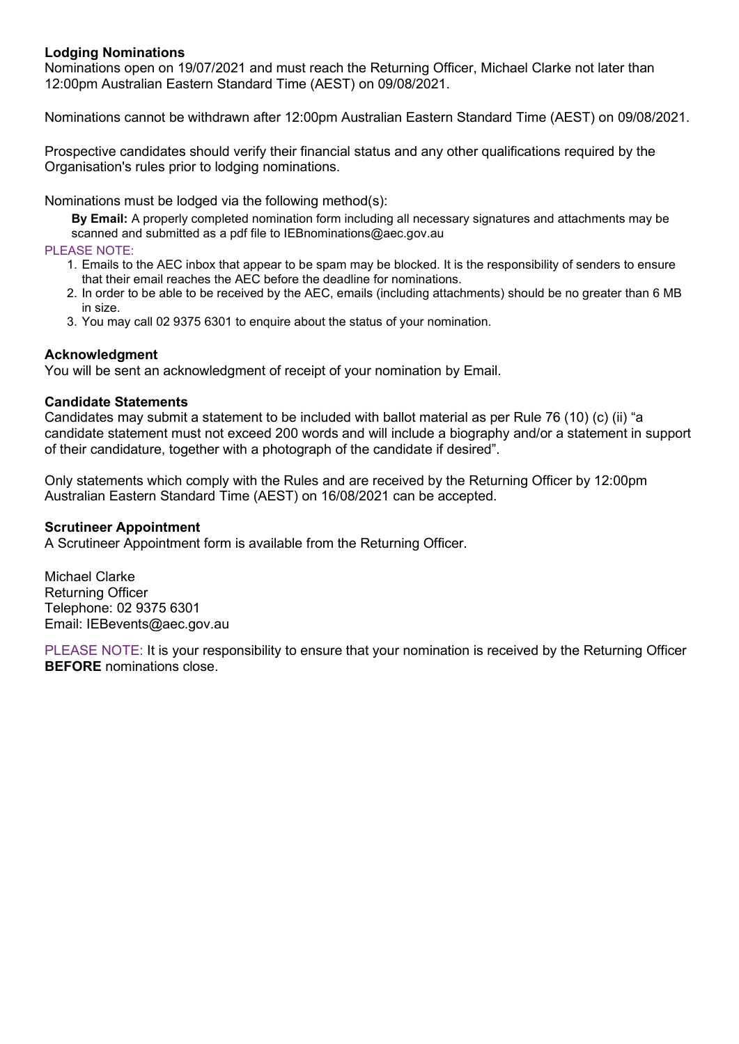**Lodging Nominations**

Nominations open on 19/07/2021 and must reach the Returning Officer, Michael Clarke not later than 12:00pm Australian Eastern Standard Time (AEST) on 09/08/2021.

Nominations cannot be withdrawn after 12:00pm Australian Eastern Standard Time (AEST) on 09/08/2021.

Prospective candidates should verify their financial status and any other qualifications required by the Organisation's rules prior to lodging nominations.

Nominations must be lodged via the following method(s):

**By Email:** A properly completed nomination form including all necessary signatures and attachments may be scanned and submitted as a pdf file to IEBnominations@aec.gov.au

PLEASE NOTE:

1. Emails to the AEC inbox that appear to be spam may be blocked. It is the responsibility of senders to ensure that their email reaches the AEC before the deadline for nominations.
2. In order to be able to be received by the AEC, emails (including attachments) should be no greater than 6 MB in size.
3. You may call 02 9375 6301 to enquire about the status of your nomination.

**Acknowledgment**

You will be sent an acknowledgment of receipt of your nomination by Email.

**Candidate Statements**

Candidates may submit a statement to be included with ballot material as per Rule 76 (10) (c) (ii) "a candidate statement must not exceed 200 words and will include a biography and/or a statement in support of their candidature, together with a photograph of the candidate if desired".

Only statements which comply with the Rules and are received by the Returning Officer by 12:00pm Australian Eastern Standard Time (AEST) on 16/08/2021 can be accepted.

**Scrutineer Appointment**

A Scrutineer Appointment form is available from the Returning Officer.

Michael Clarke
Returning Officer
Telephone: 02 9375 6301
Email: IEBevents@aec.gov.au

PLEASE NOTE: It is your responsibility to ensure that your nomination is received by the Returning Officer **BEFORE** nominations close.